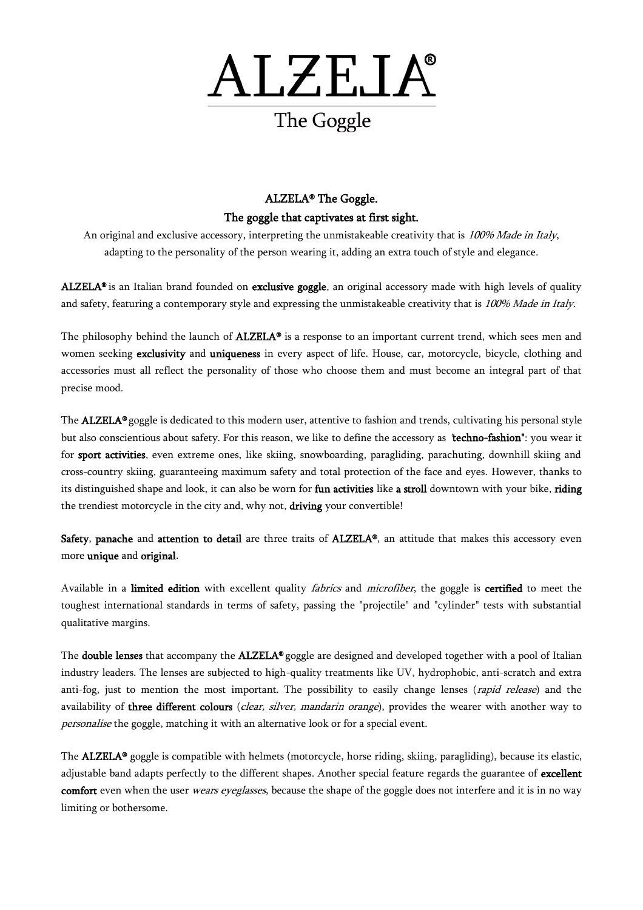# ALZEIA®

## The Goggle

**ALZELA® The Goggle.**
**The goggle that captivates at first sight.**

An original and exclusive accessory, interpreting the unmistakeable creativity that is *100% Made in Italy*, adapting to the personality of the person wearing it, adding an extra touch of style and elegance.

**ALZELA®** is an Italian brand founded on **exclusive goggle**, an original accessory made with high levels of quality and safety, featuring a contemporary style and expressing the unmistakeable creativity that is *100% Made in Italy.*

The philosophy behind the launch of **ALZELA®** is a response to an important current trend, which sees men and women seeking **exclusivity** and **uniqueness** in every aspect of life. House, car, motorcycle, bicycle, clothing and accessories must all reflect the personality of those who choose them and must become an integral part of that precise mood.

The **ALZELA®** goggle is dedicated to this modern user, attentive to fashion and trends, cultivating his personal style but also conscientious about safety. For this reason, we like to define the accessory as **"techno-fashion"**: you wear it for **sport activities**, even extreme ones, like skiing, snowboarding, paragliding, parachuting, downhill skiing and cross-country skiing, guaranteeing maximum safety and total protection of the face and eyes. However, thanks to its distinguished shape and look, it can also be worn for **fun activities** like **a stroll** downtown with your bike, **riding** the trendiest motorcycle in the city and, why not, **driving** your convertible!

**Safety**, **panache** and **attention to detail** are three traits of **ALZELA®**, an attitude that makes this accessory even more **unique** and **original**.

Available in a **limited edition** with excellent quality *fabrics* and *microfiber*, the goggle is **certified** to meet the toughest international standards in terms of safety, passing the "projectile" and "cylinder" tests with substantial qualitative margins.

The **double lenses** that accompany the **ALZELA®** goggle are designed and developed together with a pool of Italian industry leaders. The lenses are subjected to high-quality treatments like UV, hydrophobic, anti-scratch and extra anti-fog, just to mention the most important. The possibility to easily change lenses (*rapid release*) and the availability of **three different colours** (*clear, silver, mandarin orange*), provides the wearer with another way to *personalise* the goggle, matching it with an alternative look or for a special event.

The **ALZELA®** goggle is compatible with helmets (motorcycle, horse riding, skiing, paragliding), because its elastic, adjustable band adapts perfectly to the different shapes. Another special feature regards the guarantee of **excellent comfort** even when the user *wears eyeglasses*, because the shape of the goggle does not interfere and it is in no way limiting or bothersome.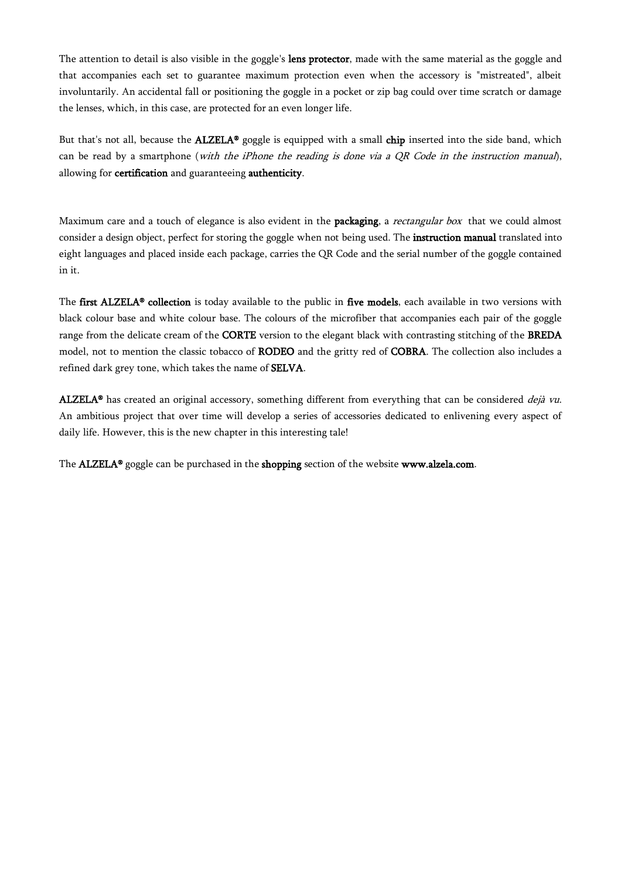The attention to detail is also visible in the goggle's **lens protector**, made with the same material as the goggle and that accompanies each set to guarantee maximum protection even when the accessory is "mistreated", albeit involuntarily. An accidental fall or positioning the goggle in a pocket or zip bag could over time scratch or damage the lenses, which, in this case, are protected for an even longer life.

But that's not all, because the **ALZELA®** goggle is equipped with a small **chip** inserted into the side band, which can be read by a smartphone (*with the iPhone the reading is done via a QR Code in the instruction manual*), allowing for **certification** and guaranteeing **authenticity**.

Maximum care and a touch of elegance is also evident in the **packaging**, a *rectangular box* that we could almost consider a design object, perfect for storing the goggle when not being used. The **instruction manual** translated into eight languages and placed inside each package, carries the QR Code and the serial number of the goggle contained in it.

The **first ALZELA® collection** is today available to the public in **five models**, each available in two versions with black colour base and white colour base. The colours of the microfiber that accompanies each pair of the goggle range from the delicate cream of the **CORTE** version to the elegant black with contrasting stitching of the **BREDA** model, not to mention the classic tobacco of **RODEO** and the gritty red of **COBRA**. The collection also includes a refined dark grey tone, which takes the name of **SELVA**.

**ALZELA®** has created an original accessory, something different from everything that can be considered *dejà vu*. An ambitious project that over time will develop a series of accessories dedicated to enlivening every aspect of daily life. However, this is the new chapter in this interesting tale!

The **ALZELA®** goggle can be purchased in the **shopping** section of the website **www.alzela.com**.